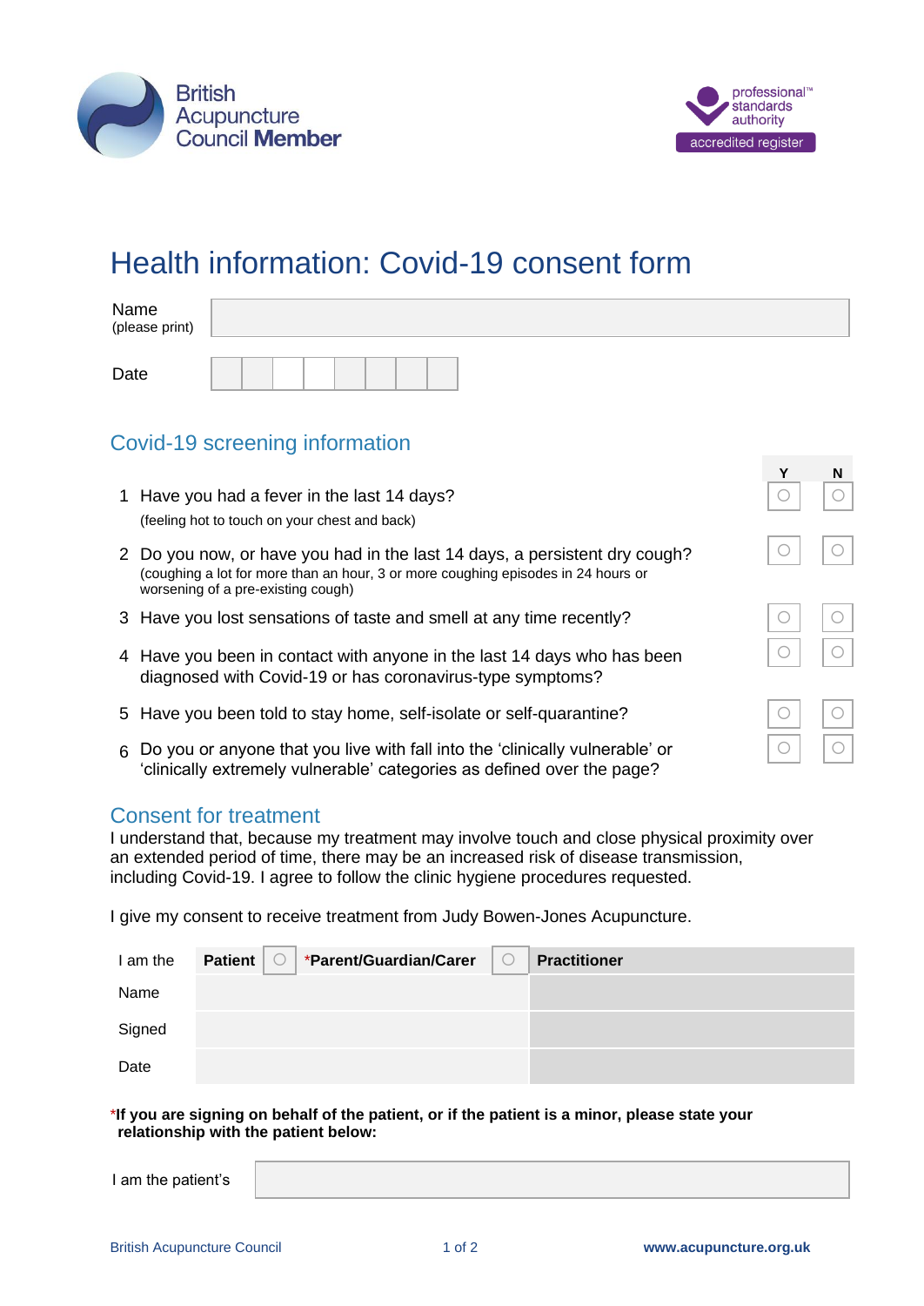British Acupuncture Council Member

professional standards authority accredited register

# Health information: Covid-19 consent form

| Name (please print) | |
|---|---|
| Date | |

## Covid-19 screening information

| | | Y | N |
|---|---|---|---|
| 1 | Have you had a fever in the last 14 days? (feeling hot to touch on your chest and back) | ○ | ○ |
| 2 | Do you now, or have you had in the last 14 days, a persistent dry cough? (coughing a lot for more than an hour, 3 or more coughing episodes in 24 hours or worsening of a pre-existing cough) | ○ | ○ |
| 3 | Have you lost sensations of taste and smell at any time recently? | ○ | ○ |
| 4 | Have you been in contact with anyone in the last 14 days who has been diagnosed with Covid-19 or has coronavirus-type symptoms? | ○ | ○ |
| 5 | Have you been told to stay home, self-isolate or self-quarantine? | ○ | ○ |
| 6 | Do you or anyone that you live with fall into the 'clinically vulnerable' or 'clinically extremely vulnerable' categories as defined over the page? | ○ | ○ |

## Consent for treatment

I understand that, because my treatment may involve touch and close physical proximity over an extended period of time, there may be an increased risk of disease transmission, including Covid-19. I agree to follow the clinic hygiene procedures requested.

I give my consent to receive treatment from Judy Bowen-Jones Acupuncture.

| I am the | **Patient** ○ **\*Parent/Guardian/Carer** ○ | **Practitioner** |
|---|---|---|
| Name | | |
| Signed | | |
| Date | | |

**\*If you are signing on behalf of the patient, or if the patient is a minor, please state your relationship with the patient below:**

| I am the patient's | |
|---|---|

British Acupuncture Council www.acupuncture.org.uk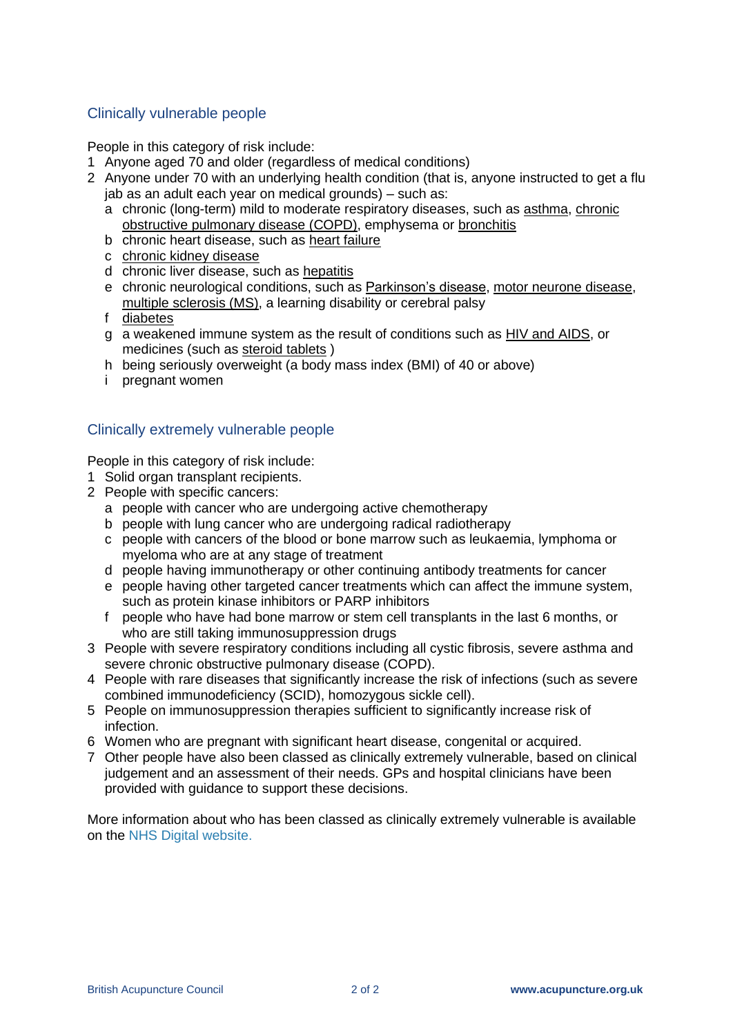## Clinically vulnerable people

People in this category of risk include:

1. Anyone aged 70 and older (regardless of medical conditions)
2. Anyone under 70 with an underlying health condition (that is, anyone instructed to get a flu jab as an adult each year on medical grounds) – such as:
   a. chronic (long-term) mild to moderate respiratory diseases, such as asthma, chronic obstructive pulmonary disease (COPD), emphysema or bronchitis
   b. chronic heart disease, such as heart failure
   c. chronic kidney disease
   d. chronic liver disease, such as hepatitis
   e. chronic neurological conditions, such as Parkinson's disease, motor neurone disease, multiple sclerosis (MS), a learning disability or cerebral palsy
   f. diabetes
   g. a weakened immune system as the result of conditions such as HIV and AIDS, or medicines (such as steroid tablets )
   h. being seriously overweight (a body mass index (BMI) of 40 or above)
   i. pregnant women

## Clinically extremely vulnerable people

People in this category of risk include:

1. Solid organ transplant recipients.
2. People with specific cancers:
   a. people with cancer who are undergoing active chemotherapy
   b. people with lung cancer who are undergoing radical radiotherapy
   c. people with cancers of the blood or bone marrow such as leukaemia, lymphoma or myeloma who are at any stage of treatment
   d. people having immunotherapy or other continuing antibody treatments for cancer
   e. people having other targeted cancer treatments which can affect the immune system, such as protein kinase inhibitors or PARP inhibitors
   f. people who have had bone marrow or stem cell transplants in the last 6 months, or who are still taking immunosuppression drugs
3. People with severe respiratory conditions including all cystic fibrosis, severe asthma and severe chronic obstructive pulmonary disease (COPD).
4. People with rare diseases that significantly increase the risk of infections (such as severe combined immunodeficiency (SCID), homozygous sickle cell).
5. People on immunosuppression therapies sufficient to significantly increase risk of infection.
6. Women who are pregnant with significant heart disease, congenital or acquired.
7. Other people have also been classed as clinically extremely vulnerable, based on clinical judgement and an assessment of their needs. GPs and hospital clinicians have been provided with guidance to support these decisions.

More information about who has been classed as clinically extremely vulnerable is available on the NHS Digital website.